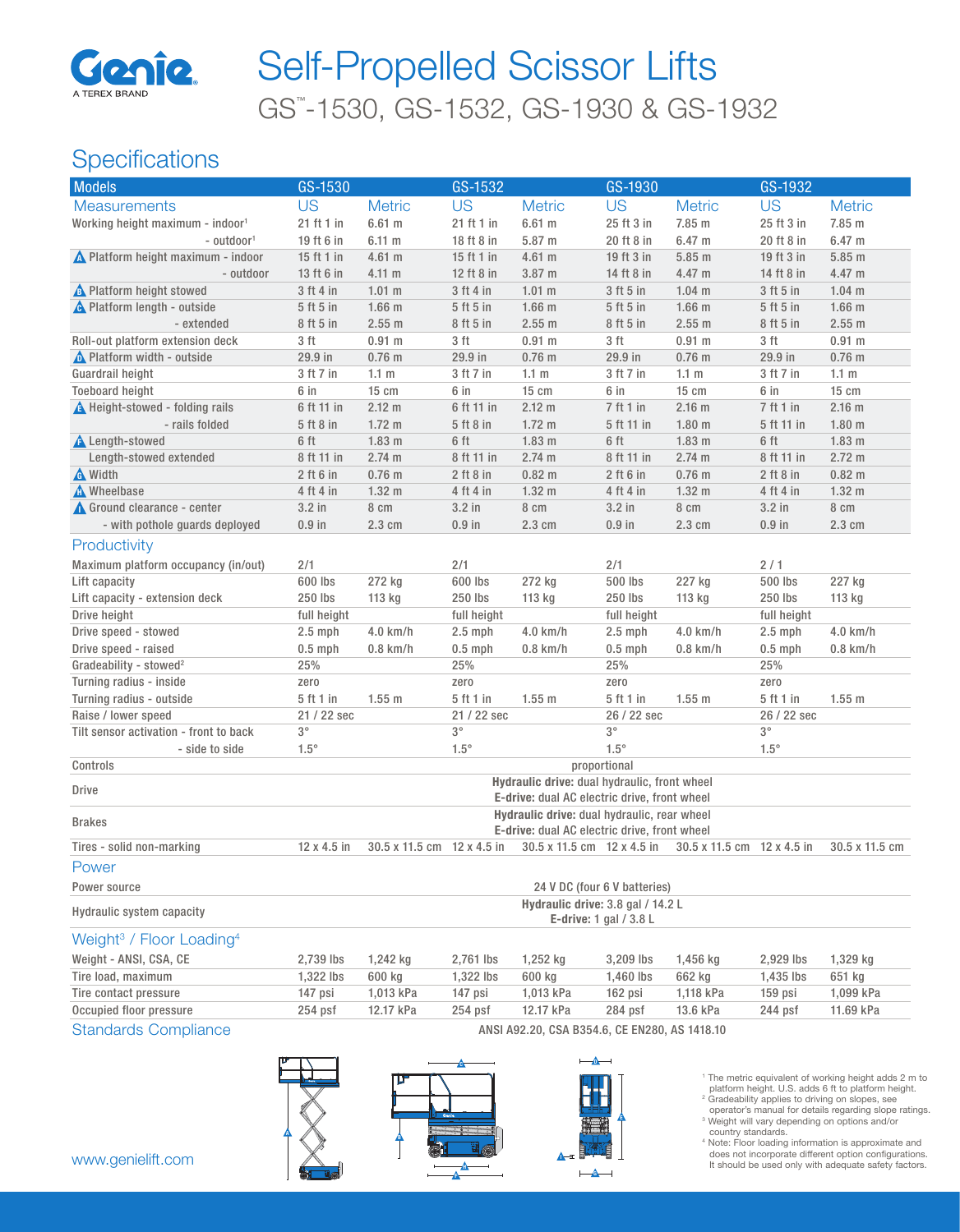# Self-Propelled Scissor Lifts

## GS™-1530, GS-1532, GS-1930 & GS-1932

## Specifications

| Models | GS-1530 | | GS-1532 | | GS-1930 | | GS-1932 | |
|---|---|---|---|---|---|---|---|---|
| **Measurements** | US | Metric | US | Metric | US | Metric | US | Metric |
| Working height maximum - indoor[1] | 21 ft 1 in | 6.61 m | 21 ft 1 in | 6.61 m | 25 ft 3 in | 7.85 m | 25 ft 3 in | 7.85 m |
| - outdoor[1] | 19 ft 6 in | 6.11 m | 18 ft 8 in | 5.87 m | 20 ft 8 in | 6.47 m | 20 ft 8 in | 6.47 m |
| A Platform height maximum - indoor | 15 ft 1 in | 4.61 m | 15 ft 1 in | 4.61 m | 19 ft 3 in | 5.85 m | 19 ft 3 in | 5.85 m |
| - outdoor | 13 ft 6 in | 4.11 m | 12 ft 8 in | 3.87 m | 14 ft 8 in | 4.47 m | 14 ft 8 in | 4.47 m |
| B Platform height stowed | 3 ft 4 in | 1.01 m | 3 ft 4 in | 1.01 m | 3 ft 5 in | 1.04 m | 3 ft 5 in | 1.04 m |
| C Platform length - outside | 5 ft 5 in | 1.66 m | 5 ft 5 in | 1.66 m | 5 ft 5 in | 1.66 m | 5 ft 5 in | 1.66 m |
| - extended | 8 ft 5 in | 2.55 m | 8 ft 5 in | 2.55 m | 8 ft 5 in | 2.55 m | 8 ft 5 in | 2.55 m |
| Roll-out platform extension deck | 3 ft | 0.91 m | 3 ft | 0.91 m | 3 ft | 0.91 m | 3 ft | 0.91 m |
| D Platform width - outside | 29.9 in | 0.76 m | 29.9 in | 0.76 m | 29.9 in | 0.76 m | 29.9 in | 0.76 m |
| Guardrail height | 3 ft 7 in | 1.1 m | 3 ft 7 in | 1.1 m | 3 ft 7 in | 1.1 m | 3 ft 7 in | 1.1 m |
| Toeboard height | 6 in | 15 cm | 6 in | 15 cm | 6 in | 15 cm | 6 in | 15 cm |
| E Height-stowed - folding rails | 6 ft 11 in | 2.12 m | 6 ft 11 in | 2.12 m | 7 ft 1 in | 2.16 m | 7 ft 1 in | 2.16 m |
| - rails folded | 5 ft 8 in | 1.72 m | 5 ft 8 in | 1.72 m | 5 ft 11 in | 1.80 m | 5 ft 11 in | 1.80 m |
| F Length-stowed | 6 ft | 1.83 m | 6 ft | 1.83 m | 6 ft | 1.83 m | 6 ft | 1.83 m |
| Length-stowed extended | 8 ft 11 in | 2.74 m | 8 ft 11 in | 2.74 m | 8 ft 11 in | 2.74 m | 8 ft 11 in | 2.72 m |
| G Width | 2 ft 6 in | 0.76 m | 2 ft 8 in | 0.82 m | 2 ft 6 in | 0.76 m | 2 ft 8 in | 0.82 m |
| H Wheelbase | 4 ft 4 in | 1.32 m | 4 ft 4 in | 1.32 m | 4 ft 4 in | 1.32 m | 4 ft 4 in | 1.32 m |
| I Ground clearance - center | 3.2 in | 8 cm | 3.2 in | 8 cm | 3.2 in | 8 cm | 3.2 in | 8 cm |
| - with pothole guards deployed | 0.9 in | 2.3 cm | 0.9 in | 2.3 cm | 0.9 in | 2.3 cm | 0.9 in | 2.3 cm |
| **Productivity** | | | | | | | | |
| Maximum platform occupancy (in/out) | 2/1 | | 2/1 | | 2/1 | | 2 / 1 | |
| Lift capacity | 600 lbs | 272 kg | 600 lbs | 272 kg | 500 lbs | 227 kg | 500 lbs | 227 kg |
| Lift capacity - extension deck | 250 lbs | 113 kg | 250 lbs | 113 kg | 250 lbs | 113 kg | 250 lbs | 113 kg |
| Drive height | full height | | full height | | full height | | full height | |
| Drive speed - stowed | 2.5 mph | 4.0 km/h | 2.5 mph | 4.0 km/h | 2.5 mph | 4.0 km/h | 2.5 mph | 4.0 km/h |
| Drive speed - raised | 0.5 mph | 0.8 km/h | 0.5 mph | 0.8 km/h | 0.5 mph | 0.8 km/h | 0.5 mph | 0.8 km/h |
| Gradeability - stowed[2] | 25% | | 25% | | 25% | | 25% | |
| Turning radius - inside | zero | | zero | | zero | | zero | |
| Turning radius - outside | 5 ft 1 in | 1.55 m | 5 ft 1 in | 1.55 m | 5 ft 1 in | 1.55 m | 5 ft 1 in | 1.55 m |
| Raise / lower speed | 21 / 22 sec | | 21 / 22 sec | | 26 / 22 sec | | 26 / 22 sec | |
| Tilt sensor activation - front to back | 3° | | 3° | | 3° | | 3° | |
| - side to side | 1.5° | | 1.5° | | 1.5° | | 1.5° | |
| Controls | proportional | | | | | | | |
| Drive | **Hydraulic drive:** dual hydraulic, front wheel; **E-drive:** dual AC electric drive, front wheel | | | | | | | |
| Brakes | **Hydraulic drive:** dual hydraulic, rear wheel; **E-drive:** dual AC electric drive, front wheel | | | | | | | |
| Tires - solid non-marking | 12 x 4.5 in | 30.5 x 11.5 cm | 12 x 4.5 in | 30.5 x 11.5 cm | 12 x 4.5 in | 30.5 x 11.5 cm | 12 x 4.5 in | 30.5 x 11.5 cm |
| **Power** | | | | | | | | |
| Power source | 24 V DC (four 6 V batteries) | | | | | | | |
| Hydraulic system capacity | **Hydraulic drive:** 3.8 gal / 14.2 L; **E-drive:** 1 gal / 3.8 L | | | | | | | |
| **Weight[3] / Floor Loading[4]** | | | | | | | | |
| Weight - ANSI, CSA, CE | 2,739 lbs | 1,242 kg | 2,761 lbs | 1,252 kg | 3,209 lbs | 1,456 kg | 2,929 lbs | 1,329 kg |
| Tire load, maximum | 1,322 lbs | 600 kg | 1,322 lbs | 600 kg | 1,460 lbs | 662 kg | 1,435 lbs | 651 kg |
| Tire contact pressure | 147 psi | 1,013 kPa | 147 psi | 1,013 kPa | 162 psi | 1,118 kPa | 159 psi | 1,099 kPa |
| Occupied floor pressure | 254 psf | 12.17 kPa | 254 psf | 12.17 kPa | 284 psf | 13.6 kPa | 244 psf | 11.69 kPa |
| **Standards Compliance** | ANSI A92.20, CSA B354.6, CE EN280, AS 1418.10 | | | | | | | |

[1] The metric equivalent of working height adds 2 m to platform height. U.S. adds 6 ft to platform height.
[2] Gradeability applies to driving on slopes, see operator's manual for details regarding slope ratings.
[3] Weight will vary depending on options and/or country standards.
[4] Note: Floor loading information is approximate and does not incorporate different option configurations. It should be used only with adequate safety factors.

www.genielift.com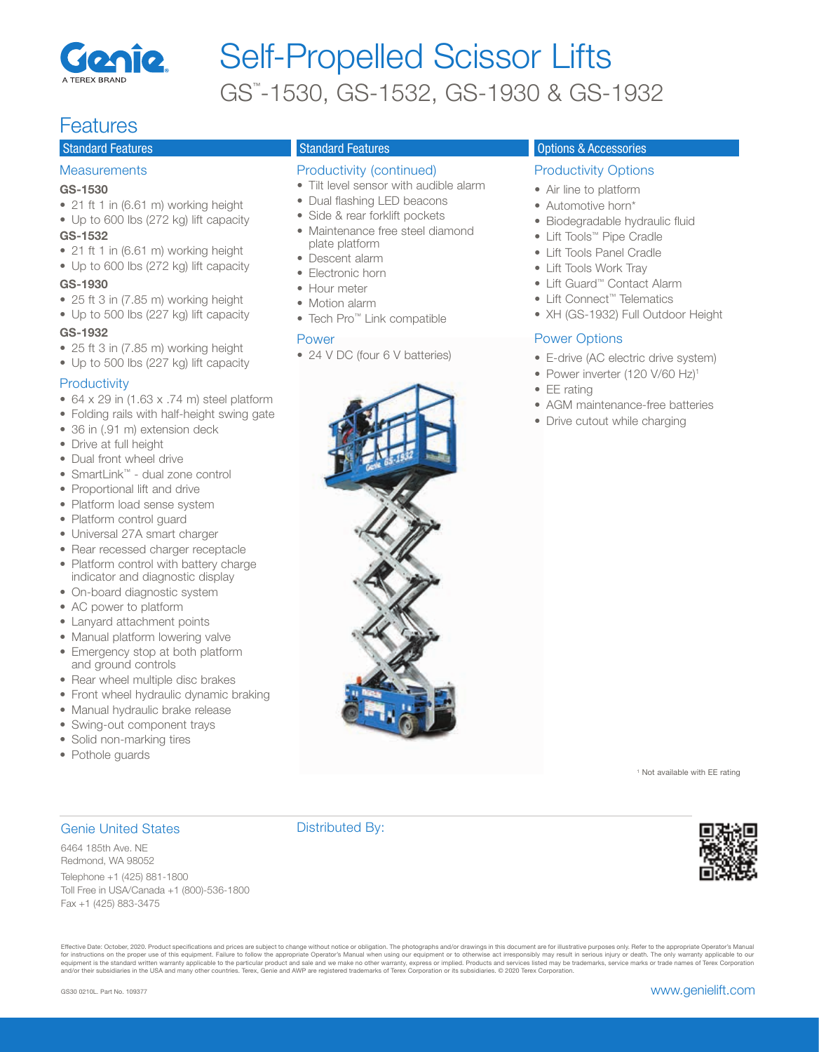# Self-Propelled Scissor Lifts

## GS™-1530, GS-1532, GS-1930 & GS-1932

# Features

## Standard Features

### Measurements

**GS-1530**

- 21 ft 1 in (6.61 m) working height
- Up to 600 lbs (272 kg) lift capacity

**GS-1532**

- 21 ft 1 in (6.61 m) working height
- Up to 600 lbs (272 kg) lift capacity

**GS-1930**

- 25 ft 3 in (7.85 m) working height
- Up to 500 lbs (227 kg) lift capacity

**GS-1932**

- 25 ft 3 in (7.85 m) working height
- Up to 500 lbs (227 kg) lift capacity

### Productivity

- 64 x 29 in (1.63 x .74 m) steel platform
- Folding rails with half-height swing gate
- 36 in (.91 m) extension deck
- Drive at full height
- Dual front wheel drive
- SmartLink™ - dual zone control
- Proportional lift and drive
- Platform load sense system
- Platform control guard
- Universal 27A smart charger
- Rear recessed charger receptacle
- Platform control with battery charge indicator and diagnostic display
- On-board diagnostic system
- AC power to platform
- Lanyard attachment points
- Manual platform lowering valve
- Emergency stop at both platform and ground controls
- Rear wheel multiple disc brakes
- Front wheel hydraulic dynamic braking
- Manual hydraulic brake release
- Swing-out component trays
- Solid non-marking tires
- Pothole guards

## Standard Features

### Productivity (continued)

- Tilt level sensor with audible alarm
- Dual flashing LED beacons
- Side & rear forklift pockets
- Maintenance free steel diamond plate platform
- Descent alarm
- Electronic horn
- Hour meter
- Motion alarm
- Tech Pro™ Link compatible

### Power

- 24 V DC (four 6 V batteries)

## Options & Accessories

### Productivity Options

- Air line to platform
- Automotive horn*
- Biodegradable hydraulic fluid
- Lift Tools™ Pipe Cradle
- Lift Tools Panel Cradle
- Lift Tools Work Tray
- Lift Guard™ Contact Alarm
- Lift Connect™ Telematics
- XH (GS-1932) Full Outdoor Height

### Power Options

- E-drive (AC electric drive system)
- Power inverter (120 V/60 Hz)[1]
- EE rating
- AGM maintenance-free batteries
- Drive cutout while charging

[1] Not available with EE rating

### Genie United States

6464 185th Ave. NE
Redmond, WA 98052

Telephone +1 (425) 881-1800
Toll Free in USA/Canada +1 (800)-536-1800
Fax +1 (425) 883-3475

Distributed By:

Effective Date: October, 2020. Product specifications and prices are subject to change without notice or obligation. The photographs and/or drawings in this document are for illustrative purposes only. Refer to the appropriate Operator's Manual for instructions on the proper use of this equipment. Failure to follow the appropriate Operator's Manual when using our equipment or to otherwise act irresponsibly may result in serious injury or death. The only warranty applicable to our equipment is the standard written warranty applicable to the particular product and sale and we make no other warranty, express or implied. Products and services listed may be trademarks, service marks or trade names of Terex Corporation and/or their subsidiaries in the USA and many other countries. Terex, Genie and AWP are registered trademarks of Terex Corporation or its subsidiaries. © 2020 Terex Corporation.

GS30 0210L. Part No. 109377

www.genielift.com